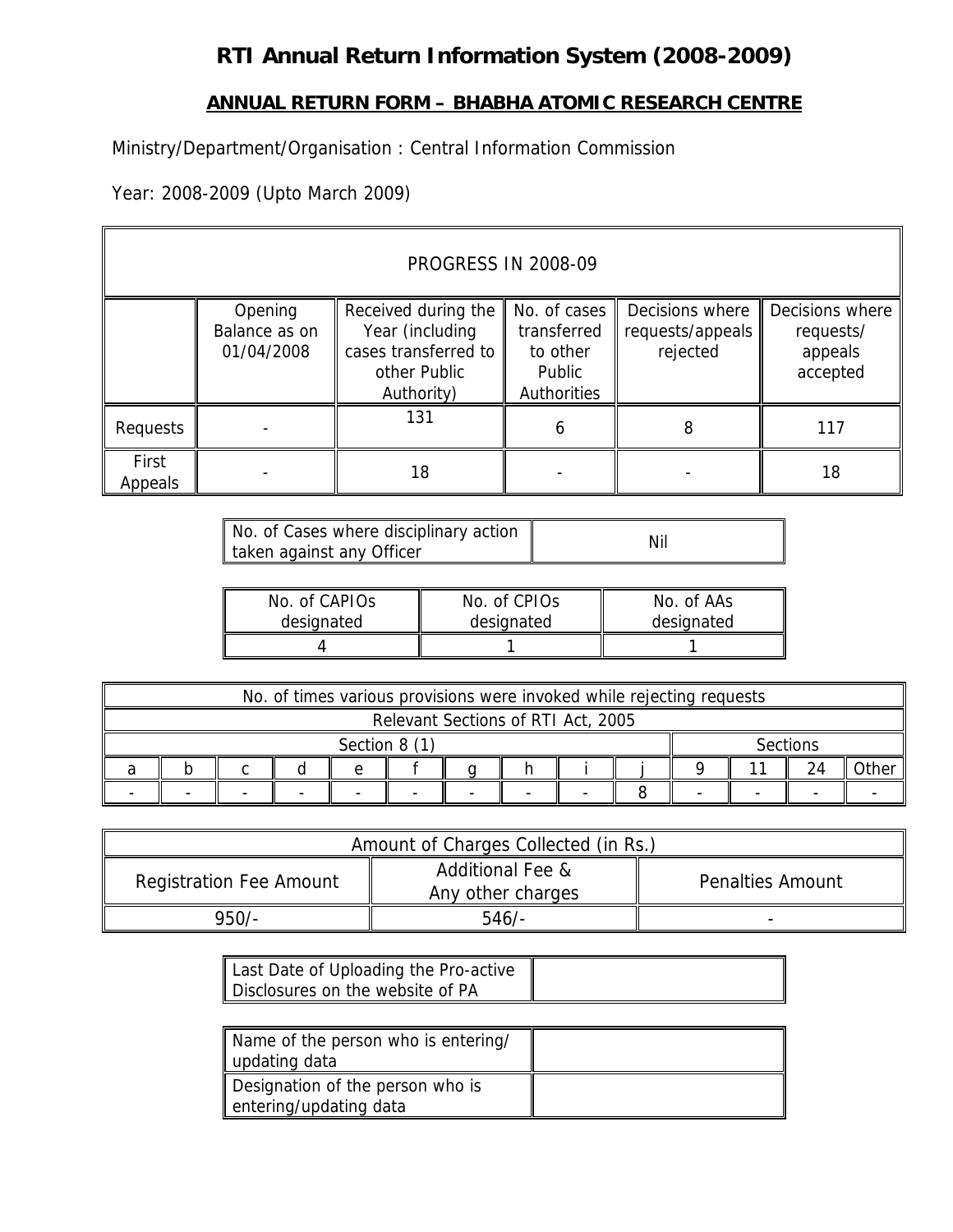# RTI Annual Return Information System (2008-2009)

## ANNUAL RETURN FORM – BHABHA ATOMIC RESEARCH CENTRE

Ministry/Department/Organisation : Central Information Commission

Year: 2008-2009 (Upto March 2009)

| PROGRESS IN 2008-09 | | | | | |
|---|---|---|---|---|---|
| | Opening Balance as on 01/04/2008 | Received during the Year (including cases transferred to other Public Authority) | No. of cases transferred to other Public Authorities | Decisions where requests/appeals rejected | Decisions where requests/ appeals accepted |
| Requests | - | 131 | 6 | 8 | 117 |
| First Appeals | - | 18 | - | - | 18 |

| No. of Cases where disciplinary action taken against any Officer | Nil |
|---|---|

| No. of CAPIOs designated | No. of CPIOs designated | No. of AAs designated |
|---|---|---|
| 4 | 1 | 1 |

| No. of times various provisions were invoked while rejecting requests | | | | | | | | | | | | | |
|---|---|---|---|---|---|---|---|---|---|---|---|---|---|
| Relevant Sections of RTI Act, 2005 | | | | | | | | | | | | | |
| Section 8 (1) | | | | | | | | | | Sections | | | |
| a | b | c | d | e | f | g | h | i | j | 9 | 11 | 24 | Other |
| - | - | - | - | - | - | - | - | - | 8 | - | - | - | - |

| Amount of Charges Collected (in Rs.) | | |
|---|---|---|
| Registration Fee Amount | Additional Fee & Any other charges | Penalties Amount |
| 950/- | 546/- | - |

| Last Date of Uploading the Pro-active Disclosures on the website of PA | |
|---|---|

| Name of the person who is entering/ updating data | |
|---|---|
| Designation of the person who is entering/updating data | |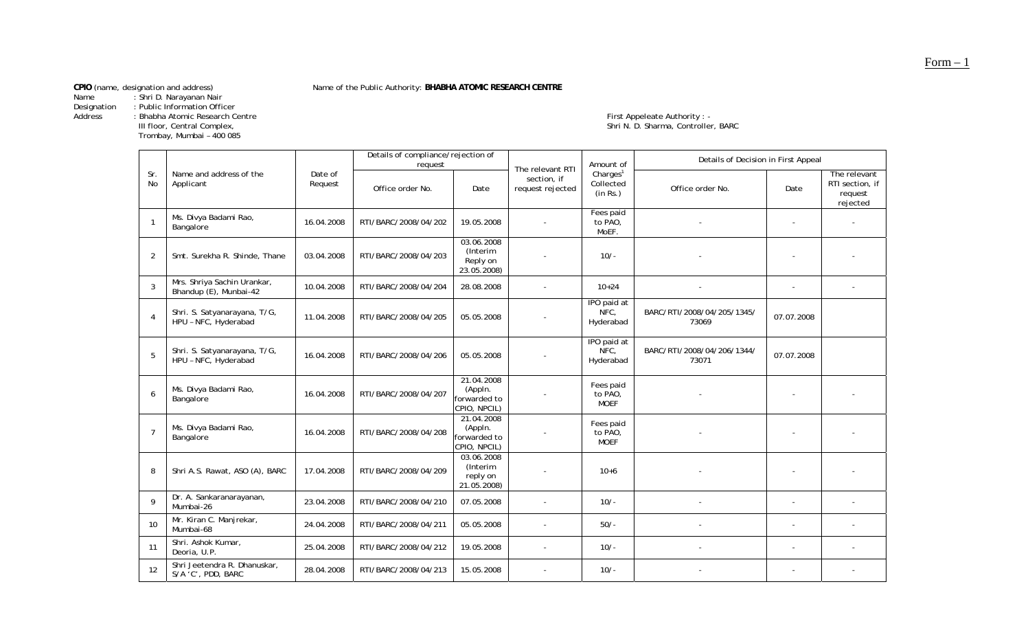Form – 1

**CPIO** (name, designation and address)

Name : Shri D. Narayanan Nair
Designation : Public Information Officer
Address : Bhabha Atomic Research Centre
III floor, Central Complex,
Trombay, Mumbai – 400 085

Name of the Public Authority: **BHABHA ATOMIC RESEARCH CENTRE**

First Appeleate Authority : -
Shri N. D. Sharma, Controller, BARC

| Sr. No | Name and address of the Applicant | Date of Request | Details of compliance/rejection of request | | The relevant RTI section, if request rejected | Amount of Charges[1] Collected (in Rs.) | Details of Decision in First Appeal | | |
|---|---|---|---|---|---|---|---|---|---|
| | | | Office order No. | Date | | | Office order No. | Date | The relevant RTI section, if request rejected |
| 1 | Ms. Divya Badami Rao, Bangalore | 16.04.2008 | RTI/BARC/2008/04/202 | 19.05.2008 | - | Fees paid to PAO, MoEF. | - | - | - |
| 2 | Smt. Surekha R. Shinde, Thane | 03.04.2008 | RTI/BARC/2008/04/203 | 03.06.2008 (Interim Reply on 23.05.2008) | - | 10/- | - | - | - |
| 3 | Mrs. Shriya Sachin Urankar, Bhandup (E), Munbai-42 | 10.04.2008 | RTI/BARC/2008/04/204 | 28.08.2008 | - | 10+24 | - | - | - |
| 4 | Shri. S. Satyanarayana, T/G, HPU – NFC, Hyderabad | 11.04.2008 | RTI/BARC/2008/04/205 | 05.05.2008 | - | IPO paid at NFC, Hyderabad | BARC/RTI/2008/04/205/1345/ 73069 | 07.07.2008 | |
| 5 | Shri. S. Satyanarayana, T/G, HPU – NFC, Hyderabad | 16.04.2008 | RTI/BARC/2008/04/206 | 05.05.2008 | - | IPO paid at NFC, Hyderabad | BARC/RTI/2008/04/206/1344/ 73071 | 07.07.2008 | |
| 6 | Ms. Divya Badami Rao, Bangalore | 16.04.2008 | RTI/BARC/2008/04/207 | 21.04.2008 (Appln. forwarded to CPIO, NPCIL) | - | Fees paid to PAO, MOEF | - | - | - |
| 7 | Ms. Divya Badami Rao, Bangalore | 16.04.2008 | RTI/BARC/2008/04/208 | 21.04.2008 (Appln. forwarded to CPIO, NPCIL) | - | Fees paid to PAO, MOEF | - | - | - |
| 8 | Shri A.S. Rawat, ASO (A), BARC | 17.04.2008 | RTI/BARC/2008/04/209 | 03.06.2008 (Interim reply on 21.05.2008) | - | 10+6 | - | - | - |
| 9 | Dr. A. Sankaranarayanan, Mumbai-26 | 23.04.2008 | RTI/BARC/2008/04/210 | 07.05.2008 | - | 10/- | - | - | - |
| 10 | Mr. Kiran C. Manjrekar, Mumbai-68 | 24.04.2008 | RTI/BARC/2008/04/211 | 05.05.2008 | - | 50/- | - | - | - |
| 11 | Shri. Ashok Kumar, Deoria, U.P. | 25.04.2008 | RTI/BARC/2008/04/212 | 19.05.2008 | - | 10/- | - | - | - |
| 12 | Shri Jeetendra R. Dhanuskar, S/A 'C', PDD, BARC | 28.04.2008 | RTI/BARC/2008/04/213 | 15.05.2008 | - | 10/- | - | - | - |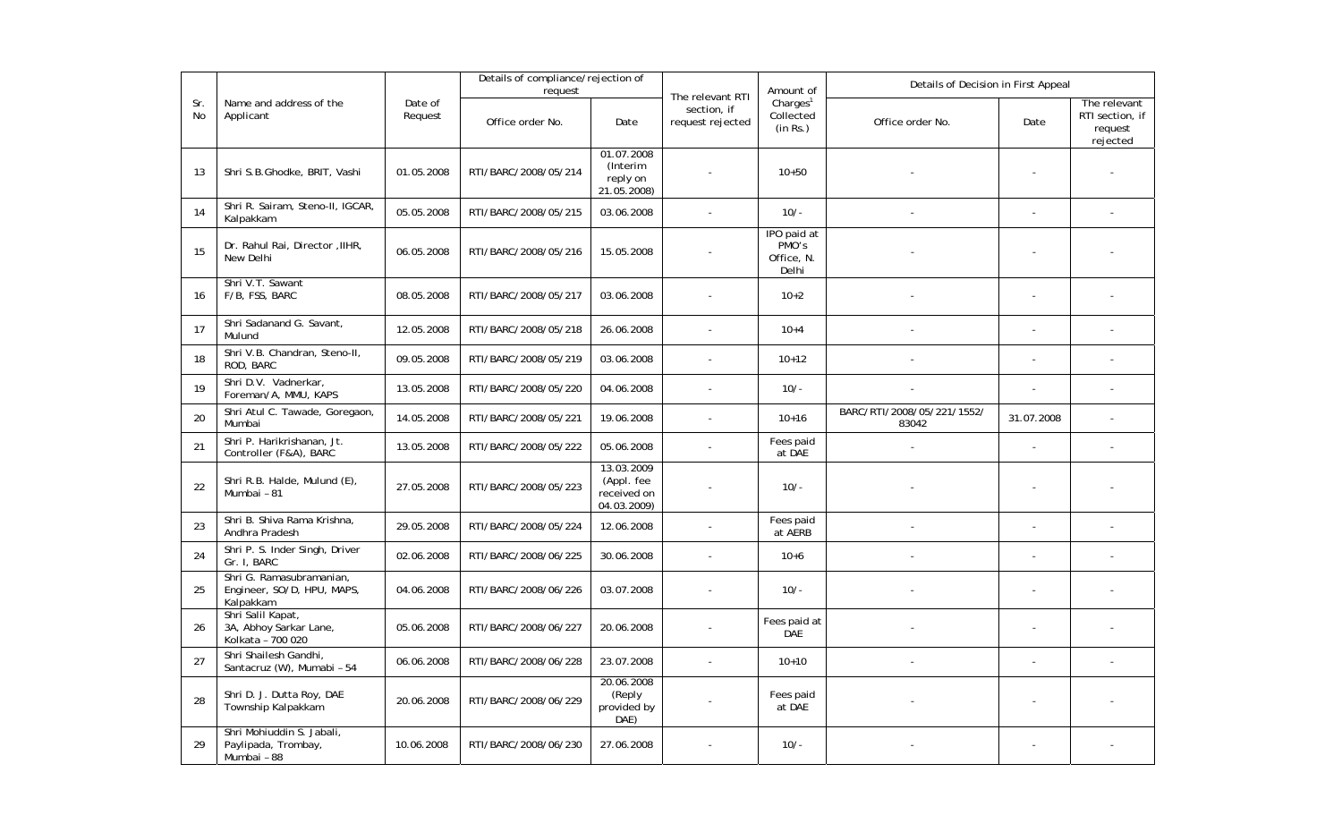| Sr. No | Name and address of the Applicant | Date of Request | Details of compliance/rejection of request | | The relevant RTI section, if request rejected | Amount of Charges[1] Collected (in Rs.) | Details of Decision in First Appeal | | |
|---|---|---|---|---|---|---|---|---|---|
| | | | Office order No. | Date | | | Office order No. | Date | The relevant RTI section, if request rejected |
| 13 | Shri S.B.Ghodke, BRIT, Vashi | 01.05.2008 | RTI/BARC/2008/05/214 | 01.07.2008 (Interim reply on 21.05.2008) | - | 10+50 | - | - | - |
| 14 | Shri R. Sairam, Steno-II, IGCAR, Kalpakkam | 05.05.2008 | RTI/BARC/2008/05/215 | 03.06.2008 | - | 10/- | - | - | - |
| 15 | Dr. Rahul Rai, Director ,IIHR, New Delhi | 06.05.2008 | RTI/BARC/2008/05/216 | 15.05.2008 | - | IPO paid at PMO's Office, N. Delhi | - | - | - |
| 16 | Shri V.T. Sawant F/B, FSS, BARC | 08.05.2008 | RTI/BARC/2008/05/217 | 03.06.2008 | - | 10+2 | - | - | - |
| 17 | Shri Sadanand G. Savant, Mulund | 12.05.2008 | RTI/BARC/2008/05/218 | 26.06.2008 | - | 10+4 | - | - | - |
| 18 | Shri V.B. Chandran, Steno-II, ROD, BARC | 09.05.2008 | RTI/BARC/2008/05/219 | 03.06.2008 | - | 10+12 | - | - | - |
| 19 | Shri D.V. Vadnerkar, Foreman/A, MMU, KAPS | 13.05.2008 | RTI/BARC/2008/05/220 | 04.06.2008 | - | 10/- | - | - | - |
| 20 | Shri Atul C. Tawade, Goregaon, Mumbai | 14.05.2008 | RTI/BARC/2008/05/221 | 19.06.2008 | - | 10+16 | BARC/RTI/2008/05/221/1552/ 83042 | 31.07.2008 | - |
| 21 | Shri P. Harikrishanan, Jt. Controller (F&A), BARC | 13.05.2008 | RTI/BARC/2008/05/222 | 05.06.2008 | - | Fees paid at DAE | - | - | - |
| 22 | Shri R.B. Halde, Mulund (E), Mumbai – 81 | 27.05.2008 | RTI/BARC/2008/05/223 | 13.03.2009 (Appl. fee received on 04.03.2009) | - | 10/- | - | - | - |
| 23 | Shri B. Shiva Rama Krishna, Andhra Pradesh | 29.05.2008 | RTI/BARC/2008/05/224 | 12.06.2008 | - | Fees paid at AERB | - | - | - |
| 24 | Shri P. S. Inder Singh, Driver Gr. I, BARC | 02.06.2008 | RTI/BARC/2008/06/225 | 30.06.2008 | - | 10+6 | - | - | - |
| 25 | Shri G. Ramasubramanian, Engineer, SO/D, HPU, MAPS, Kalpakkam | 04.06.2008 | RTI/BARC/2008/06/226 | 03.07.2008 | - | 10/- | - | - | - |
| 26 | Shri Salil Kapat, 3A, Abhoy Sarkar Lane, Kolkata – 700 020 | 05.06.2008 | RTI/BARC/2008/06/227 | 20.06.2008 | - | Fees paid at DAE | - | - | - |
| 27 | Shri Shailesh Gandhi, Santacruz (W), Mumabi – 54 | 06.06.2008 | RTI/BARC/2008/06/228 | 23.07.2008 | - | 10+10 | - | - | - |
| 28 | Shri D. J. Dutta Roy, DAE Township Kalpakkam | 20.06.2008 | RTI/BARC/2008/06/229 | 20.06.2008 (Reply provided by DAE) | - | Fees paid at DAE | - | - | - |
| 29 | Shri Mohiuddin S. Jabali, Paylipada, Trombay, Mumbai – 88 | 10.06.2008 | RTI/BARC/2008/06/230 | 27.06.2008 | - | 10/- | - | - | - |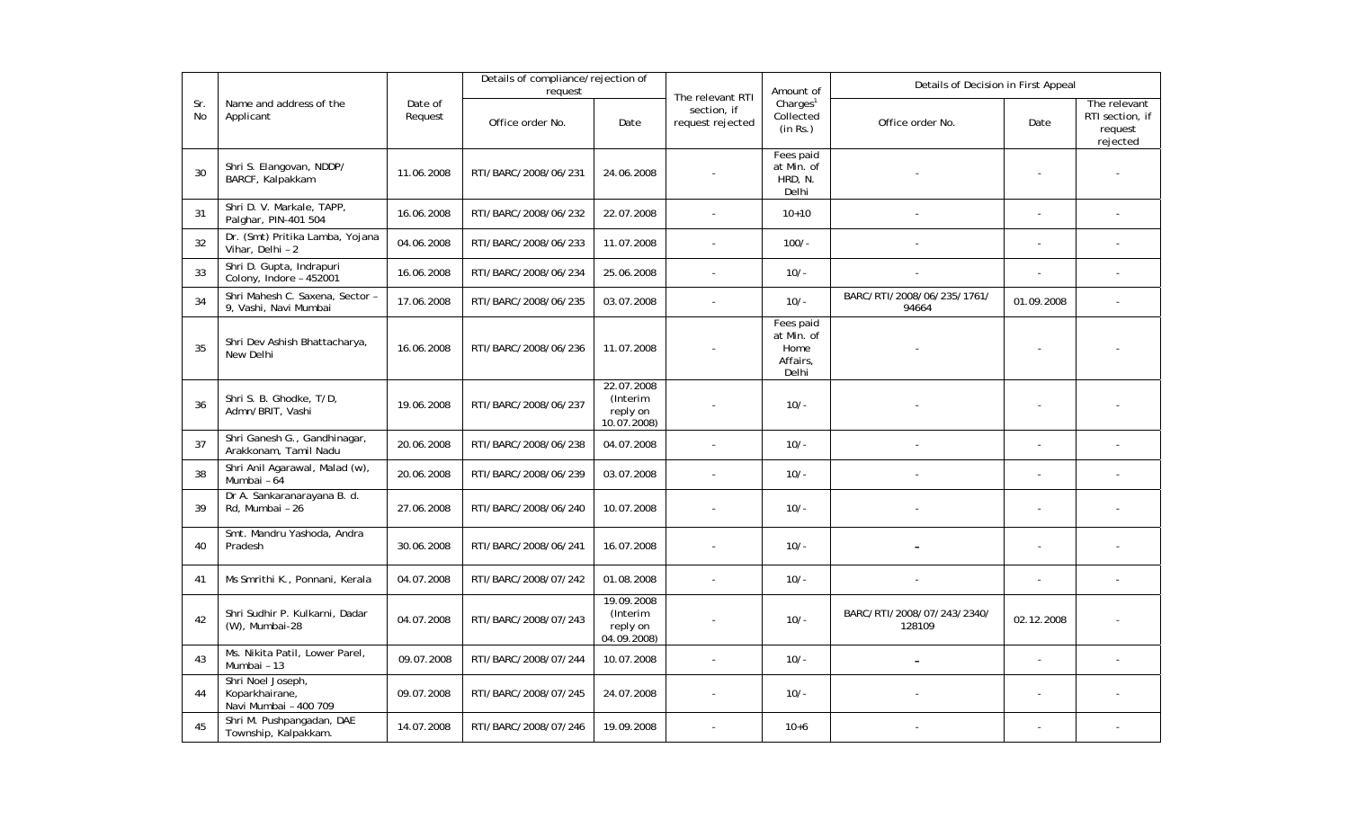| Sr. No | Name and address of the Applicant | Date of Request | Details of compliance/rejection of request | | The relevant RTI section, if request rejected | Amount of Charges[1] Collected (in Rs.) | Details of Decision in First Appeal | | |
|---|---|---|---|---|---|---|---|---|---|
| | | | Office order No. | Date | | | Office order No. | Date | The relevant RTI section, if request rejected |
| 30 | Shri S. Elangovan, NDDP/ BARCF, Kalpakkam | 11.06.2008 | RTI/BARC/2008/06/231 | 24.06.2008 | - | Fees paid at Min. of HRD, N. Delhi | - | - | - |
| 31 | Shri D. V. Markale, TAPP, Palghar, PIN-401 504 | 16.06.2008 | RTI/BARC/2008/06/232 | 22.07.2008 | - | 10+10 | - | - | - |
| 32 | Dr. (Smt) Pritika Lamba, Yojana Vihar, Delhi – 2 | 04.06.2008 | RTI/BARC/2008/06/233 | 11.07.2008 | - | 100/- | - | - | - |
| 33 | Shri D. Gupta, Indrapuri Colony, Indore – 452001 | 16.06.2008 | RTI/BARC/2008/06/234 | 25.06.2008 | - | 10/- | - | - | - |
| 34 | Shri Mahesh C. Saxena, Sector – 9, Vashi, Navi Mumbai | 17.06.2008 | RTI/BARC/2008/06/235 | 03.07.2008 | - | 10/- | BARC/RTI/2008/06/235/1761/ 94664 | 01.09.2008 | - |
| 35 | Shri Dev Ashish Bhattacharya, New Delhi | 16.06.2008 | RTI/BARC/2008/06/236 | 11.07.2008 | - | Fees paid at Min. of Home Affairs, Delhi | - | - | - |
| 36 | Shri S. B. Ghodke, T/D, Admn/BRIT, Vashi | 19.06.2008 | RTI/BARC/2008/06/237 | 22.07.2008 (Interim reply on 10.07.2008) | - | 10/- | - | - | - |
| 37 | Shri Ganesh G., Gandhinagar, Arakkonam, Tamil Nadu | 20.06.2008 | RTI/BARC/2008/06/238 | 04.07.2008 | - | 10/- | - | - | - |
| 38 | Shri Anil Agarawal, Malad (w), Mumbai – 64 | 20.06.2008 | RTI/BARC/2008/06/239 | 03.07.2008 | - | 10/- | - | - | - |
| 39 | Dr A. Sankaranarayana B. d. Rd, Mumbai – 26 | 27.06.2008 | RTI/BARC/2008/06/240 | 10.07.2008 | - | 10/- | - | - | - |
| 40 | Smt. Mandru Yashoda, Andra Pradesh | 30.06.2008 | RTI/BARC/2008/06/241 | 16.07.2008 | - | 10/- | – | - | - |
| 41 | Ms Smrithi K., Ponnani, Kerala | 04.07.2008 | RTI/BARC/2008/07/242 | 01.08.2008 | - | 10/- | - | - | - |
| 42 | Shri Sudhir P. Kulkarni, Dadar (W), Mumbai-28 | 04.07.2008 | RTI/BARC/2008/07/243 | 19.09.2008 (Interim reply on 04.09.2008) | - | 10/- | BARC/RTI/2008/07/243/2340/ 128109 | 02.12.2008 | - |
| 43 | Ms. Nikita Patil, Lower Parel, Mumbai – 13 | 09.07.2008 | RTI/BARC/2008/07/244 | 10.07.2008 | - | 10/- | – | - | - |
| 44 | Shri Noel Joseph, Koparkhairane, Navi Mumbai – 400 709 | 09.07.2008 | RTI/BARC/2008/07/245 | 24.07.2008 | - | 10/- | - | - | - |
| 45 | Shri M. Pushpangadan, DAE Township, Kalpakkam. | 14.07.2008 | RTI/BARC/2008/07/246 | 19.09.2008 | - | 10+6 | - | - | - |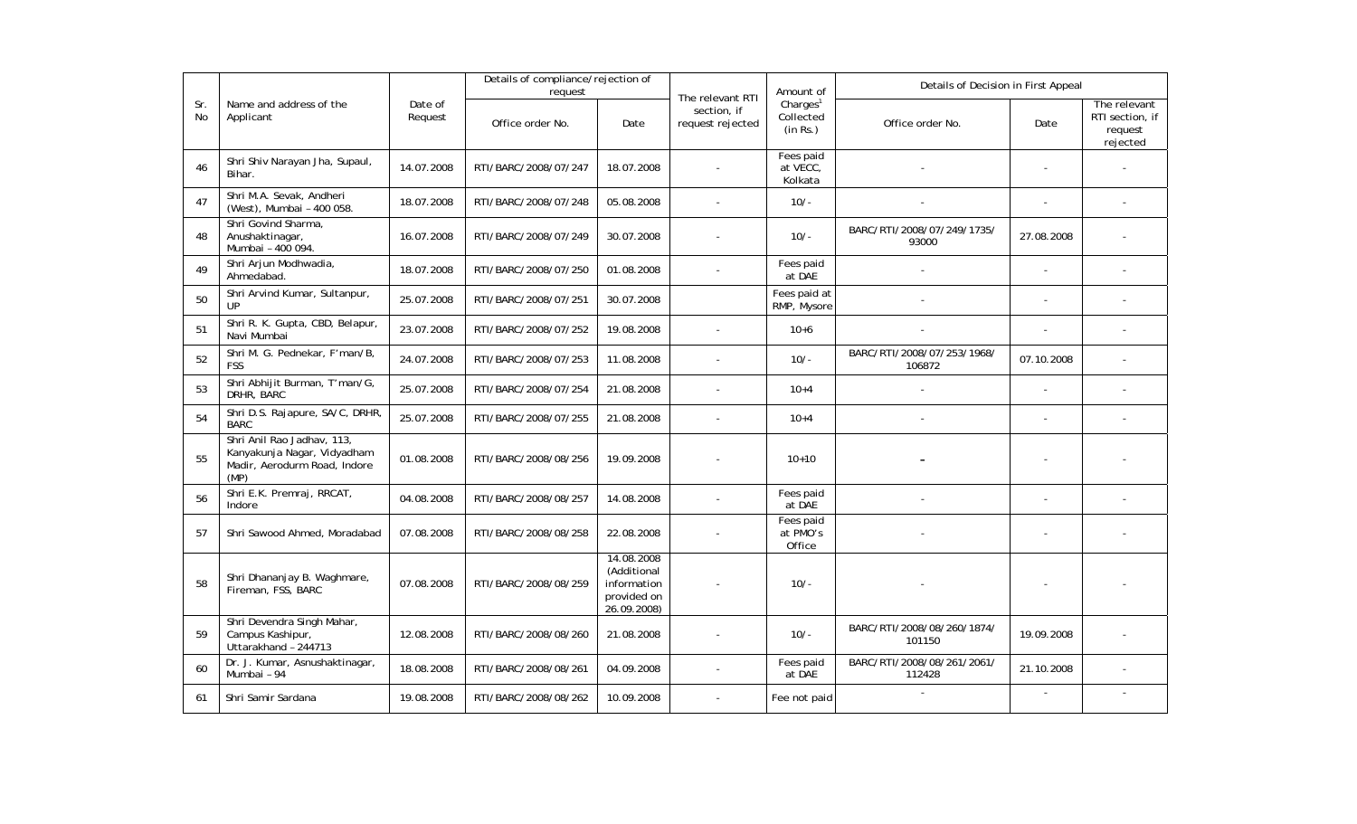| Sr. No | Name and address of the Applicant | Date of Request | Details of compliance/rejection of request | | The relevant RTI section, if request rejected | Amount of Charges[1] Collected (in Rs.) | Details of Decision in First Appeal | | |
|---|---|---|---|---|---|---|---|---|---|
| | | | Office order No. | Date | | | Office order No. | Date | The relevant RTI section, if request rejected |
| 46 | Shri Shiv Narayan Jha, Supaul, Bihar. | 14.07.2008 | RTI/BARC/2008/07/247 | 18.07.2008 | - | Fees paid at VECC, Kolkata | - | - | - |
| 47 | Shri M.A. Sevak, Andheri (West), Mumbai – 400 058. | 18.07.2008 | RTI/BARC/2008/07/248 | 05.08.2008 | - | 10/- | - | - | - |
| 48 | Shri Govind Sharma, Anushaktinagar, Mumbai – 400 094. | 16.07.2008 | RTI/BARC/2008/07/249 | 30.07.2008 | - | 10/- | BARC/RTI/2008/07/249/1735/93000 | 27.08.2008 | - |
| 49 | Shri Arjun Modhwadia, Ahmedabad. | 18.07.2008 | RTI/BARC/2008/07/250 | 01.08.2008 | - | Fees paid at DAE | - | - | - |
| 50 | Shri Arvind Kumar, Sultanpur, UP | 25.07.2008 | RTI/BARC/2008/07/251 | 30.07.2008 | | Fees paid at RMP, Mysore | - | - | - |
| 51 | Shri R. K. Gupta, CBD, Belapur, Navi Mumbai | 23.07.2008 | RTI/BARC/2008/07/252 | 19.08.2008 | - | 10+6 | - | - | - |
| 52 | Shri M. G. Pednekar, F'man/B, FSS | 24.07.2008 | RTI/BARC/2008/07/253 | 11.08.2008 | - | 10/- | BARC/RTI/2008/07/253/1968/106872 | 07.10.2008 | - |
| 53 | Shri Abhijit Burman, T'man/G, DRHR, BARC | 25.07.2008 | RTI/BARC/2008/07/254 | 21.08.2008 | - | 10+4 | - | - | - |
| 54 | Shri D.S. Rajapure, SA/C, DRHR, BARC | 25.07.2008 | RTI/BARC/2008/07/255 | 21.08.2008 | - | 10+4 | - | - | - |
| 55 | Shri Anil Rao Jadhav, 113, Kanyakunja Nagar, Vidyadham Madir, Aerodurm Road, Indore (MP) | 01.08.2008 | RTI/BARC/2008/08/256 | 19.09.2008 | - | 10+10 | - | - | - |
| 56 | Shri E.K. Premraj, RRCAT, Indore | 04.08.2008 | RTI/BARC/2008/08/257 | 14.08.2008 | - | Fees paid at DAE | - | - | - |
| 57 | Shri Sawood Ahmed, Moradabad | 07.08.2008 | RTI/BARC/2008/08/258 | 22.08.2008 | - | Fees paid at PMO's Office | - | - | - |
| 58 | Shri Dhananjay B. Waghmare, Fireman, FSS, BARC | 07.08.2008 | RTI/BARC/2008/08/259 | 14.08.2008 (Additional information provided on 26.09.2008) | - | 10/- | - | - | - |
| 59 | Shri Devendra Singh Mahar, Campus Kashipur, Uttarakhand – 244713 | 12.08.2008 | RTI/BARC/2008/08/260 | 21.08.2008 | - | 10/- | BARC/RTI/2008/08/260/1874/101150 | 19.09.2008 | - |
| 60 | Dr. J. Kumar, Asnushaktinagar, Mumbai – 94 | 18.08.2008 | RTI/BARC/2008/08/261 | 04.09.2008 | - | Fees paid at DAE | BARC/RTI/2008/08/261/2061/112428 | 21.10.2008 | - |
| 61 | Shri Samir Sardana | 19.08.2008 | RTI/BARC/2008/08/262 | 10.09.2008 | - | Fee not paid | - | - | - |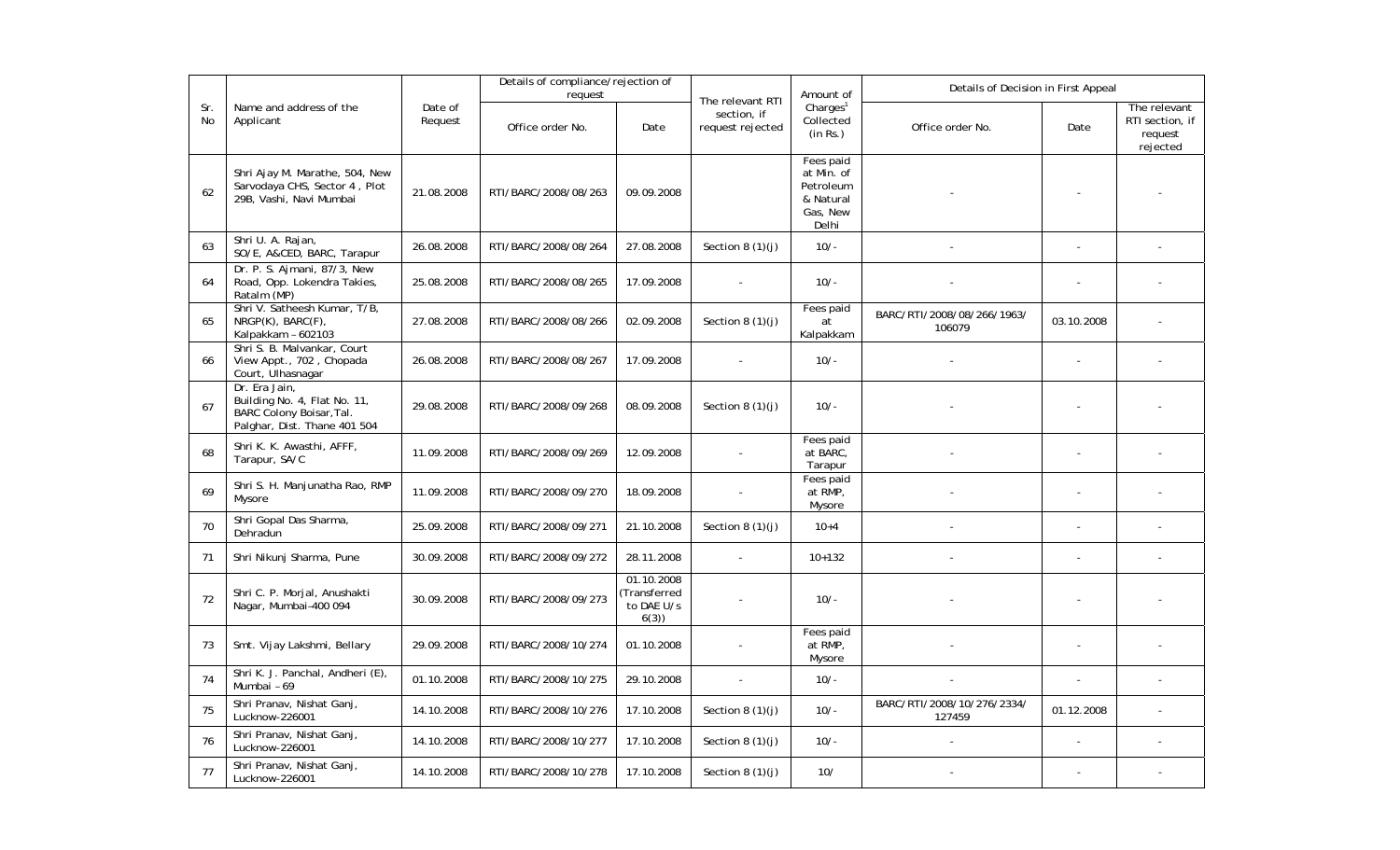| Sr. No | Name and address of the Applicant | Date of Request | Details of compliance/rejection of request | | The relevant RTI section, if request rejected | Amount of Charges[1] Collected (in Rs.) | Details of Decision in First Appeal | | |
|---|---|---|---|---|---|---|---|---|---|
| | | | Office order No. | Date | | | Office order No. | Date | The relevant RTI section, if request rejected |
| 62 | Shri Ajay M. Marathe, 504, New Sarvodaya CHS, Sector 4 , Plot 29B, Vashi, Navi Mumbai | 21.08.2008 | RTI/BARC/2008/08/263 | 09.09.2008 | | Fees paid at Min. of Petroleum & Natural Gas, New Delhi | - | - | - |
| 63 | Shri U. A. Rajan, SO/E, A&CED, BARC, Tarapur | 26.08.2008 | RTI/BARC/2008/08/264 | 27.08.2008 | Section 8 (1)(j) | 10/- | - | - | - |
| 64 | Dr. P. S. Ajmani, 87/3, New Road, Opp. Lokendra Takies, Ratalm (MP) | 25.08.2008 | RTI/BARC/2008/08/265 | 17.09.2008 | - | 10/- | - | - | - |
| 65 | Shri V. Satheesh Kumar, T/B, NRGP(K), BARC(F), Kalpakkam – 602103 | 27.08.2008 | RTI/BARC/2008/08/266 | 02.09.2008 | Section 8 (1)(j) | Fees paid at Kalpakkam | BARC/RTI/2008/08/266/1963/ 106079 | 03.10.2008 | - |
| 66 | Shri S. B. Malvankar, Court View Appt., 702 , Chopada Court, Ulhasnagar | 26.08.2008 | RTI/BARC/2008/08/267 | 17.09.2008 | - | 10/- | - | - | - |
| 67 | Dr. Era Jain, Building No. 4, Flat No. 11, BARC Colony Boisar,Tal. Palghar, Dist. Thane 401 504 | 29.08.2008 | RTI/BARC/2008/09/268 | 08.09.2008 | Section 8 (1)(j) | 10/- | - | - | - |
| 68 | Shri K. K. Awasthi, AFFF, Tarapur, SA/C | 11.09.2008 | RTI/BARC/2008/09/269 | 12.09.2008 | - | Fees paid at BARC, Tarapur | - | - | - |
| 69 | Shri S. H. Manjunatha Rao, RMP Mysore | 11.09.2008 | RTI/BARC/2008/09/270 | 18.09.2008 | - | Fees paid at RMP, Mysore | - | - | - |
| 70 | Shri Gopal Das Sharma, Dehradun | 25.09.2008 | RTI/BARC/2008/09/271 | 21.10.2008 | Section 8 (1)(j) | 10+4 | - | - | - |
| 71 | Shri Nikunj Sharma, Pune | 30.09.2008 | RTI/BARC/2008/09/272 | 28.11.2008 | - | 10+132 | - | - | - |
| 72 | Shri C. P. Morjal, Anushakti Nagar, Mumbai-400 094 | 30.09.2008 | RTI/BARC/2008/09/273 | 01.10.2008 (Transferred to DAE U/s 6(3)) | - | 10/- | - | - | - |
| 73 | Smt. Vijay Lakshmi, Bellary | 29.09.2008 | RTI/BARC/2008/10/274 | 01.10.2008 | - | Fees paid at RMP, Mysore | - | - | - |
| 74 | Shri K. J. Panchal, Andheri (E), Mumbai – 69 | 01.10.2008 | RTI/BARC/2008/10/275 | 29.10.2008 | - | 10/- | - | - | - |
| 75 | Shri Pranav, Nishat Ganj, Lucknow-226001 | 14.10.2008 | RTI/BARC/2008/10/276 | 17.10.2008 | Section 8 (1)(j) | 10/- | BARC/RTI/2008/10/276/2334/ 127459 | 01.12.2008 | - |
| 76 | Shri Pranav, Nishat Ganj, Lucknow-226001 | 14.10.2008 | RTI/BARC/2008/10/277 | 17.10.2008 | Section 8 (1)(j) | 10/- | - | - | - |
| 77 | Shri Pranav, Nishat Ganj, Lucknow-226001 | 14.10.2008 | RTI/BARC/2008/10/278 | 17.10.2008 | Section 8 (1)(j) | 10/ | - | - | - |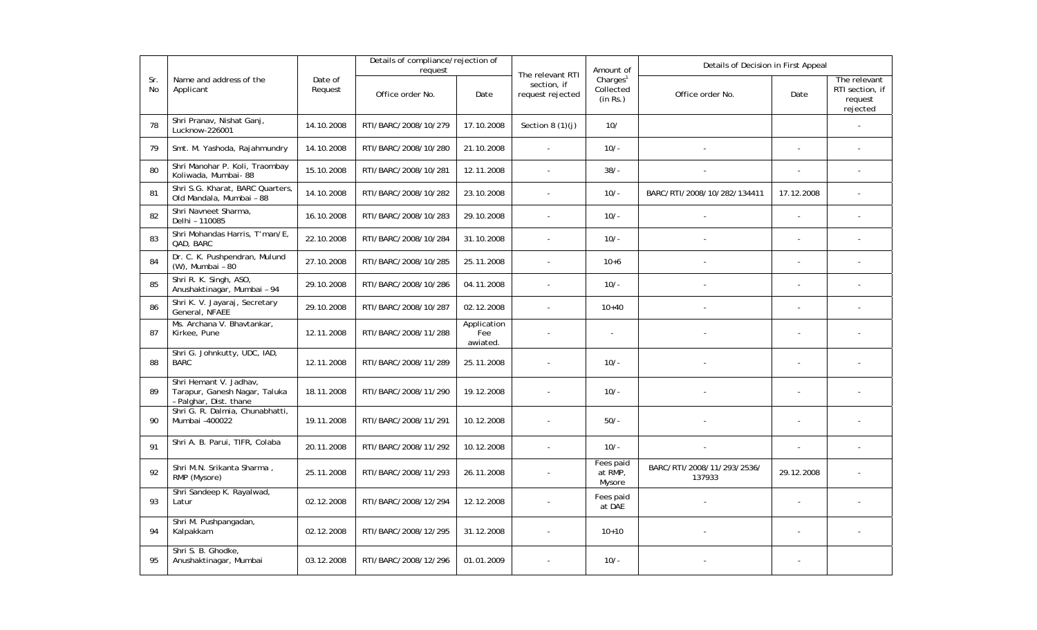| Sr. No | Name and address of the Applicant | Date of Request | Details of compliance/rejection of request | | The relevant RTI section, if request rejected | Amount of Charges[1] Collected (in Rs.) | Details of Decision in First Appeal | | |
|---|---|---|---|---|---|---|---|---|---|
| | | | Office order No. | Date | | | Office order No. | Date | The relevant RTI section, if request rejected |
| 78 | Shri Pranav, Nishat Ganj, Lucknow-226001 | 14.10.2008 | RTI/BARC/2008/10/279 | 17.10.2008 | Section 8 (1)(j) | 10/ | | | - |
| 79 | Smt. M. Yashoda, Rajahmundry | 14.10.2008 | RTI/BARC/2008/10/280 | 21.10.2008 | - | 10/- | - | - | - |
| 80 | Shri Manohar P. Koli, Traombay Koliwada, Mumbai- 88 | 15.10.2008 | RTI/BARC/2008/10/281 | 12.11.2008 | - | 38/- | - | - | - |
| 81 | Shri S.G. Kharat, BARC Quarters, Old Mandala, Mumbai – 88 | 14.10.2008 | RTI/BARC/2008/10/282 | 23.10.2008 | - | 10/- | BARC/RTI/2008/10/282/134411 | 17.12.2008 | - |
| 82 | Shri Navneet Sharma, Delhi – 110085 | 16.10.2008 | RTI/BARC/2008/10/283 | 29.10.2008 | - | 10/- | - | - | - |
| 83 | Shri Mohandas Harris, T'man/E, QAD, BARC | 22.10.2008 | RTI/BARC/2008/10/284 | 31.10.2008 | - | 10/- | - | - | - |
| 84 | Dr. C. K. Pushpendran, Mulund (W), Mumbai – 80 | 27.10.2008 | RTI/BARC/2008/10/285 | 25.11.2008 | - | 10+6 | - | - | - |
| 85 | Shri R. K. Singh, ASO, Anushaktinagar, Mumbai – 94 | 29.10.2008 | RTI/BARC/2008/10/286 | 04.11.2008 | - | 10/- | - | - | - |
| 86 | Shri K. V. Jayaraj, Secretary General, NFAEE | 29.10.2008 | RTI/BARC/2008/10/287 | 02.12.2008 | - | 10+40 | - | - | - |
| 87 | Ms. Archana V. Bhavtankar, Kirkee, Pune | 12.11.2008 | RTI/BARC/2008/11/288 | Application Fee awiated. | - | - | - | - | - |
| 88 | Shri G. Johnkutty, UDC, IAD, BARC | 12.11.2008 | RTI/BARC/2008/11/289 | 25.11.2008 | - | 10/- | - | - | - |
| 89 | Shri Hemant V. Jadhav, Tarapur, Ganesh Nagar, Taluka – Palghar, Dist. thane | 18.11.2008 | RTI/BARC/2008/11/290 | 19.12.2008 | - | 10/- | - | - | - |
| 90 | Shri G. R. Dalmia, Chunabhatti, Mumbai -400022 | 19.11.2008 | RTI/BARC/2008/11/291 | 10.12.2008 | - | 50/- | - | - | - |
| 91 | Shri A. B. Parui, TIFR, Colaba | 20.11.2008 | RTI/BARC/2008/11/292 | 10.12.2008 | - | 10/- | - | - | - |
| 92 | Shri M.N. Srikanta Sharma , RMP (Mysore) | 25.11.2008 | RTI/BARC/2008/11/293 | 26.11.2008 | - | Fees paid at RMP, Mysore | BARC/RTI/2008/11/293/2536/137933 | 29.12.2008 | - |
| 93 | Shri Sandeep K. Rayalwad, Latur | 02.12.2008 | RTI/BARC/2008/12/294 | 12.12.2008 | - | Fees paid at DAE | - | - | - |
| 94 | Shri M. Pushpangadan, Kalpakkam | 02.12.2008 | RTI/BARC/2008/12/295 | 31.12.2008 | - | 10+10 | - | - | - |
| 95 | Shri S. B. Ghodke, Anushaktinagar, Mumbai | 03.12.2008 | RTI/BARC/2008/12/296 | 01.01.2009 | - | 10/- | - | - | |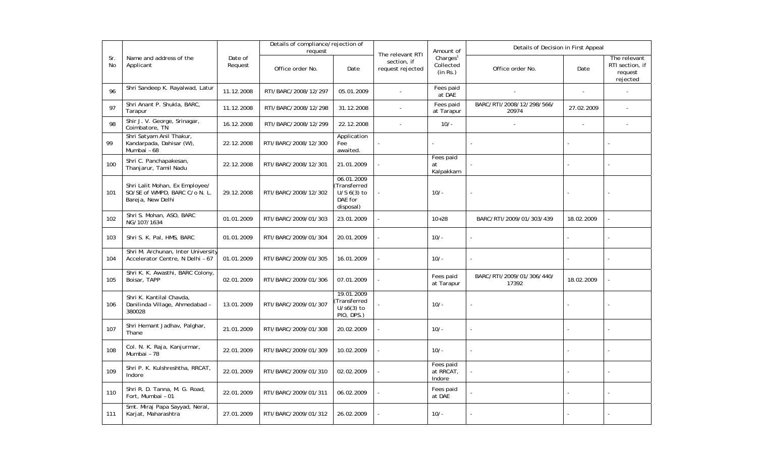| Sr. No | Name and address of the Applicant | Date of Request | Details of compliance/rejection of request | | The relevant RTI section, if request rejected | Amount of Charges[1] Collected (in Rs.) | Details of Decision in First Appeal | | |
|---|---|---|---|---|---|---|---|---|---|
| | | | Office order No. | Date | | | Office order No. | Date | The relevant RTI section, if request rejected |
| 96 | Shri Sandeep K. Rayalwad, Latur | 11.12.2008 | RTI/BARC/2008/12/297 | 05.01.2009 | - | Fees paid at DAE | - | - | - |
| 97 | Shri Anant P. Shukla, BARC, Tarapur | 11.12.2008 | RTI/BARC/2008/12/298 | 31.12.2008 | - | Fees paid at Tarapur | BARC/RTI/2008/12/298/566/20974 | 27.02.2009 | - |
| 98 | Shir J. V. George, Srinagar, Coimbatore, TN | 16.12.2008 | RTI/BARC/2008/12/299 | 22.12.2008 | - | 10/- | - | - | - |
| 99 | Shri Satyam Anil Thakur, Kandarpada, Dahisar (W), Mumbai – 68 | 22.12.2008 | RTI/BARC/2008/12/300 | Application Fee awaited. | - | - | - | - | - |
| 100 | Shri C. Panchapakesan, Thanjarur, Tamil Nadu | 22.12.2008 | RTI/BARC/2008/12/301 | 21.01.2009 | - | Fees paid at Kalpakkam | - | - | - |
| 101 | Shri Lalit Mohan, Ex Employee/ SO/SE of WMPD, BARC C/o N. L. Bareja, New Delhi | 29.12.2008 | RTI/BARC/2008/12/302 | 06.01.2009 (Transferred U/S 6(3) to DAE for disposal) | - | 10/- | - | - | - |
| 102 | Shri S. Mohan, ASO, BARC NG/107/1634 | 01.01.2009 | RTI/BARC/2009/01/303 | 23.01.2009 | - | 10+28 | BARC/RTI/2009/01/303/439 | 18.02.2009 | - |
| 103 | Shri S. K. Pal, HMS, BARC | 01.01.2009 | RTI/BARC/2009/01/304 | 20.01.2009 | - | 10/- | - | - | - |
| 104 | Shri M. Archunan, Inter University Accelerator Centre, N Delhi – 67 | 01.01.2009 | RTI/BARC/2009/01/305 | 16.01.2009 | - | 10/- | - | - | - |
| 105 | Shri K. K. Awasthi, BARC Colony, Boisar, TAPP | 02.01.2009 | RTI/BARC/2009/01/306 | 07.01.2009 | - | Fees paid at Tarapur | BARC/RTI/2009/01/306/440/17392 | 18.02.2009 | - |
| 106 | Shri K. Kantilal Chavda, Danilinda Village, Ahmedabad – 380028 | 13.01.2009 | RTI/BARC/2009/01/307 | 19.01.2009 (Transferred U/s6(3) to PIO, DPS.) | - | 10/- | - | - | - |
| 107 | Shri Hemant Jadhav, Palghar, Thane | 21.01.2009 | RTI/BARC/2009/01/308 | 20.02.2009 | - | 10/- | - | - | - |
| 108 | Col. N. K. Raja, Kanjurmar, Mumbai – 78 | 22.01.2009 | RTI/BARC/2009/01/309 | 10.02.2009 | - | 10/- | - | - | - |
| 109 | Shri P. K. Kulshreshtha, RRCAT, Indore | 22.01.2009 | RTI/BARC/2009/01/310 | 02.02.2009 | - | Fees paid at RRCAT, Indore | - | - | - |
| 110 | Shri R. D. Tanna, M. G. Road, Fort, Mumbai – 01 | 22.01.2009 | RTI/BARC/2009/01/311 | 06.02.2009 | - | Fees paid at DAE | - | - | - |
| 111 | Smt. Miraj Papa Sayyad, Neral, Karjat, Maharashtra | 27.01.2009 | RTI/BARC/2009/01/312 | 26.02.2009 | - | 10/- | - | - | - |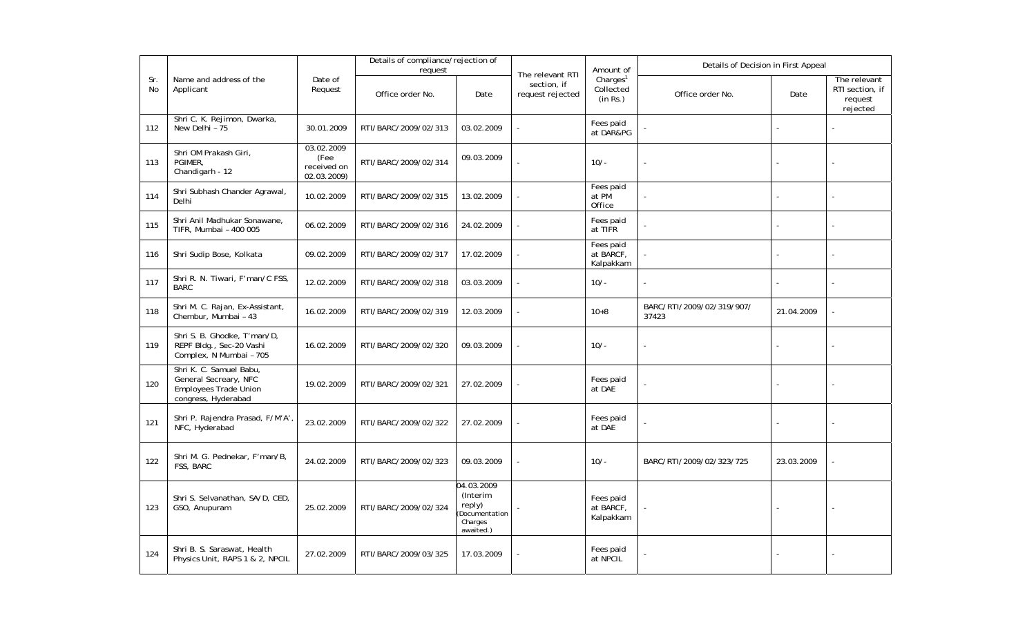| Sr. No | Name and address of the Applicant | Date of Request | Details of compliance/rejection of request | | The relevant RTI section, if request rejected | Amount of Charges[1] Collected (in Rs.) | Details of Decision in First Appeal | | |
|---|---|---|---|---|---|---|---|---|---|
| | | | Office order No. | Date | | | Office order No. | Date | The relevant RTI section, if request rejected |
| 112 | Shri C. K. Rejimon, Dwarka, New Delhi – 75 | 30.01.2009 | RTI/BARC/2009/02/313 | 03.02.2009 | - | Fees paid at DAR&PG | - | - | - |
| 113 | Shri OM Prakash Giri, PGIMER, Chandigarh - 12 | 03.02.2009 (Fee received on 02.03.2009) | RTI/BARC/2009/02/314 | 09.03.2009 | - | 10/- | - | - | - |
| 114 | Shri Subhash Chander Agrawal, Delhi | 10.02.2009 | RTI/BARC/2009/02/315 | 13.02.2009 | - | Fees paid at PM Office | - | - | - |
| 115 | Shri Anil Madhukar Sonawane, TIFR, Mumbai – 400 005 | 06.02.2009 | RTI/BARC/2009/02/316 | 24.02.2009 | - | Fees paid at TIFR | - | - | - |
| 116 | Shri Sudip Bose, Kolkata | 09.02.2009 | RTI/BARC/2009/02/317 | 17.02.2009 | - | Fees paid at BARCF, Kalpakkam | - | - | - |
| 117 | Shri R. N. Tiwari, F'man/C FSS, BARC | 12.02.2009 | RTI/BARC/2009/02/318 | 03.03.2009 | - | 10/- | - | - | - |
| 118 | Shri M. C. Rajan, Ex-Assistant, Chembur, Mumbai – 43 | 16.02.2009 | RTI/BARC/2009/02/319 | 12.03.2009 | - | 10+8 | BARC/RTI/2009/02/319/907/37423 | 21.04.2009 | - |
| 119 | Shri S. B. Ghodke, T'man/D, REPF Bldg., Sec-20 Vashi Complex, N Mumbai – 705 | 16.02.2009 | RTI/BARC/2009/02/320 | 09.03.2009 | - | 10/- | - | - | - |
| 120 | Shri K. C. Samuel Babu, General Secreary, NFC Employees Trade Union congress, Hyderabad | 19.02.2009 | RTI/BARC/2009/02/321 | 27.02.2009 | - | Fees paid at DAE | - | - | - |
| 121 | Shri P. Rajendra Prasad, F/M'A', NFC, Hyderabad | 23.02.2009 | RTI/BARC/2009/02/322 | 27.02.2009 | - | Fees paid at DAE | - | - | - |
| 122 | Shri M. G. Pednekar, F'man/B, FSS, BARC | 24.02.2009 | RTI/BARC/2009/02/323 | 09.03.2009 | - | 10/- | BARC/RTI/2009/02/323/725 | 23.03.2009 | - |
| 123 | Shri S. Selvanathan, SA/D, CED, GSO, Anupuram | 25.02.2009 | RTI/BARC/2009/02/324 | 04.03.2009 (Interim reply) (Documentation Charges awaited.) | - | Fees paid at BARCF, Kalpakkam | - | - | - |
| 124 | Shri B. S. Saraswat, Health Physics Unit, RAPS 1 & 2, NPCIL | 27.02.2009 | RTI/BARC/2009/03/325 | 17.03.2009 | - | Fees paid at NPCIL | - | - | - |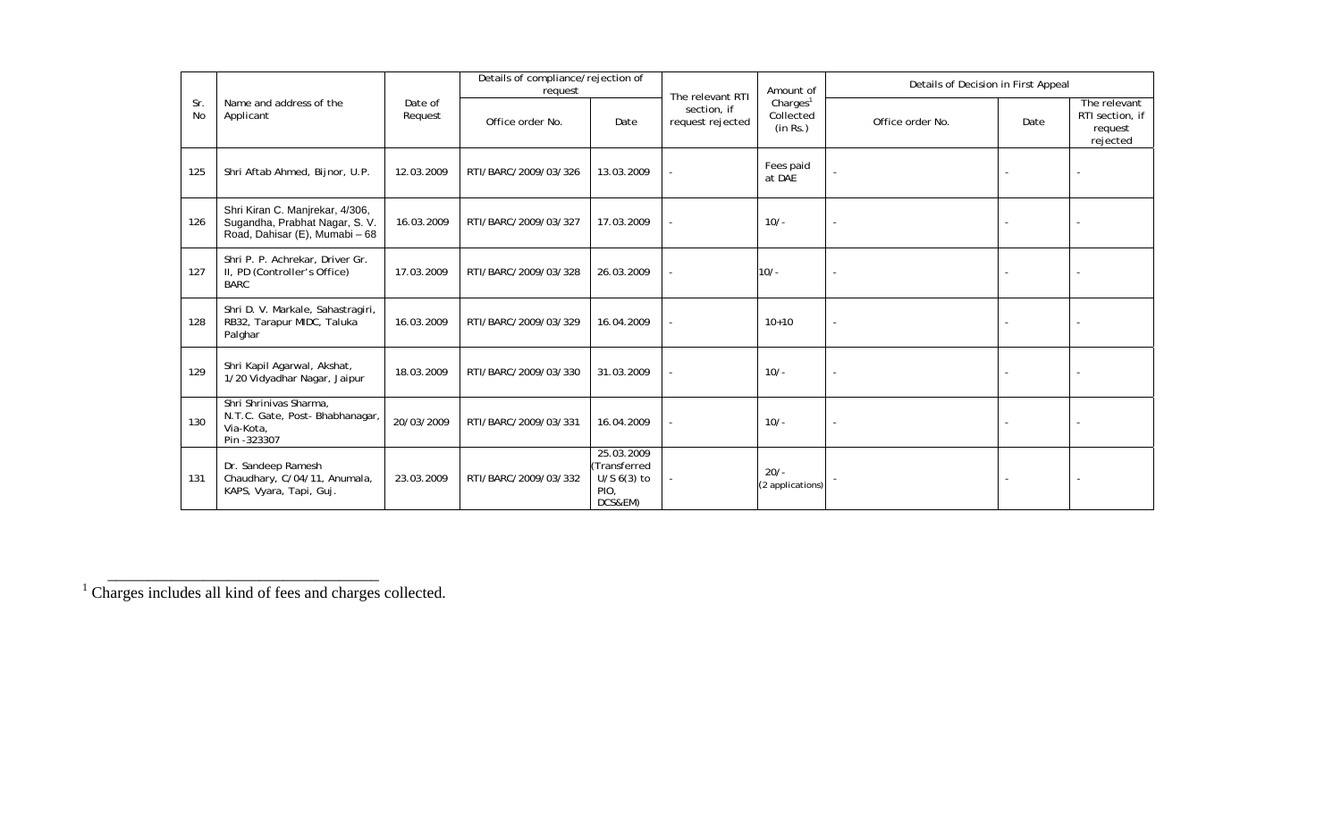| Sr. No | Name and address of the Applicant | Date of Request | Details of compliance/rejection of request | | The relevant RTI section, if request rejected | Amount of Charges[1] Collected (in Rs.) | Details of Decision in First Appeal | | |
|---|---|---|---|---|---|---|---|---|---|
| | | | Office order No. | Date | | | Office order No. | Date | The relevant RTI section, if request rejected |
| 125 | Shri Aftab Ahmed, Bijnor, U.P. | 12.03.2009 | RTI/BARC/2009/03/326 | 13.03.2009 | - | Fees paid at DAE | - | - | - |
| 126 | Shri Kiran C. Manjrekar, 4/306, Sugandha, Prabhat Nagar, S. V. Road, Dahisar (E), Mumabi – 68 | 16.03.2009 | RTI/BARC/2009/03/327 | 17.03.2009 | - | 10/- | - | - | - |
| 127 | Shri P. P. Achrekar, Driver Gr. II, PD (Controller's Office) BARC | 17.03.2009 | RTI/BARC/2009/03/328 | 26.03.2009 | - | 10/- | - | - | - |
| 128 | Shri D. V. Markale, Sahastragiri, RB32, Tarapur MIDC, Taluka Palghar | 16.03.2009 | RTI/BARC/2009/03/329 | 16.04.2009 | - | 10+10 | - | - | - |
| 129 | Shri Kapil Agarwal, Akshat, 1/20 Vidyadhar Nagar, Jaipur | 18.03.2009 | RTI/BARC/2009/03/330 | 31.03.2009 | - | 10/- | - | - | - |
| 130 | Shri Shrinivas Sharma, N.T.C. Gate, Post- Bhabhanagar, Via-Kota, Pin -323307 | 20/03/2009 | RTI/BARC/2009/03/331 | 16.04.2009 | - | 10/- | - | - | - |
| 131 | Dr. Sandeep Ramesh Chaudhary, C/04/11, Anumala, KAPS, Vyara, Tapi, Guj. | 23.03.2009 | RTI/BARC/2009/03/332 | 25.03.2009 (Transferred U/S 6(3) to PIO, DCS&EM) | - | 20/- (2 applications) | - | - | - |

[1] Charges includes all kind of fees and charges collected.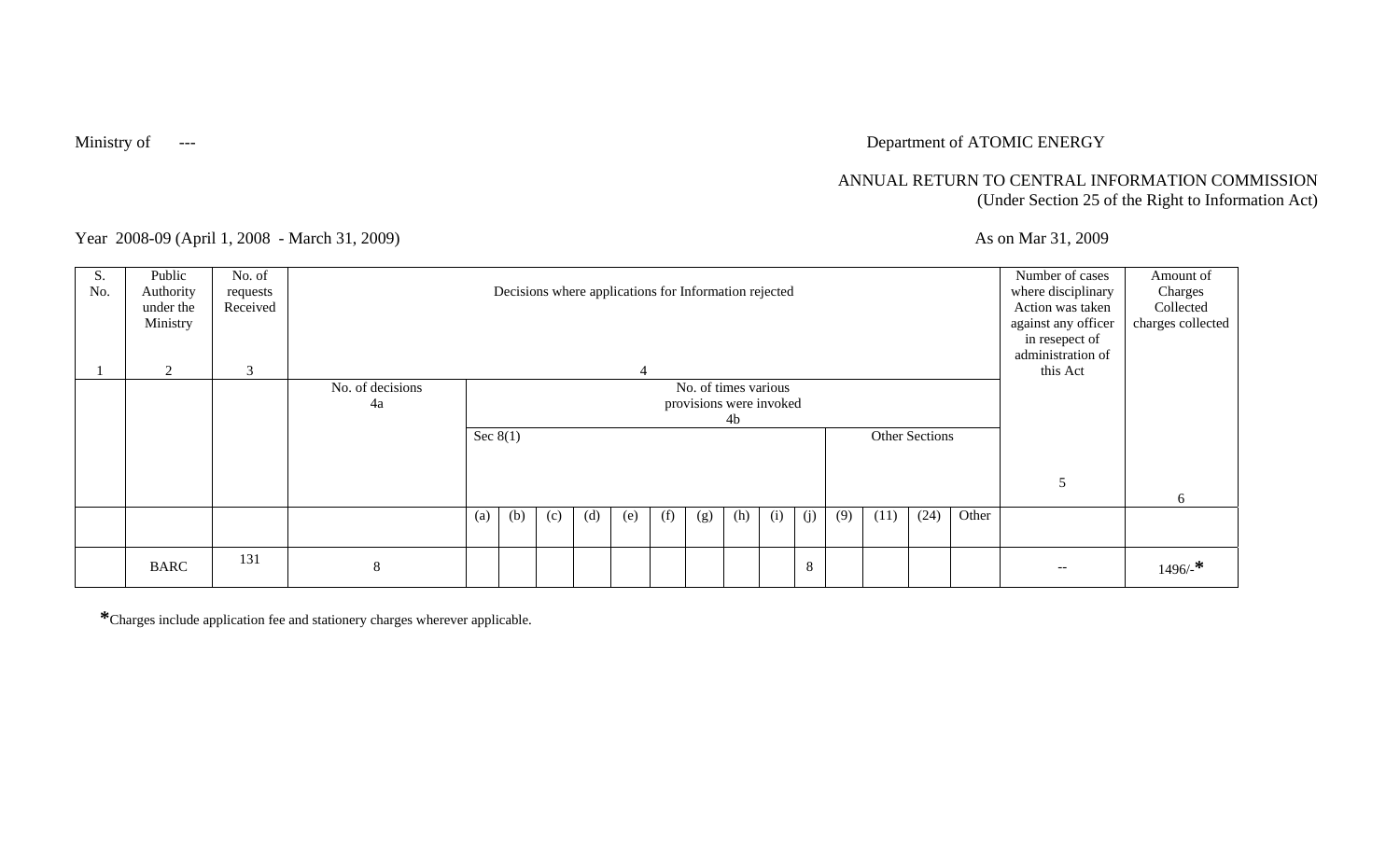Ministry of ---

Department of ATOMIC ENERGY

ANNUAL RETURN TO CENTRAL INFORMATION COMMISSION
(Under Section 25 of the Right to Information Act)

Year 2008-09 (April 1, 2008 - March 31, 2009)

As on Mar 31, 2009

| S. No. | Public Authority under the Ministry | No. of requests Received | Decisions where applications for Information rejected | | | | | | | | | | | | | | | Number of cases where disciplinary Action was taken against any officer in resepect of administration of this Act | Amount of Charges Collected charges collected |
|---|---|---|---|---|---|---|---|---|---|---|---|---|---|---|---|---|---|---|---|
| 1 | 2 | 3 | 4 | | | | | | | | | | | | | | | | |
| | | | No. of decisions 4a | No. of times various provisions were invoked 4b | | | | | | | | | | | | | | 5 | 6 |
| | | | | Sec 8(1) | | | | | | | | | | Other Sections | | | | | |
| | | | | (a) | (b) | (c) | (d) | (e) | (f) | (g) | (h) | (i) | (j) | (9) | (11) | (24) | Other | | |
| | BARC | 131 | 8 | | | | | | | | | | 8 | | | | | -- | 1496/-* |

*Charges include application fee and stationery charges wherever applicable.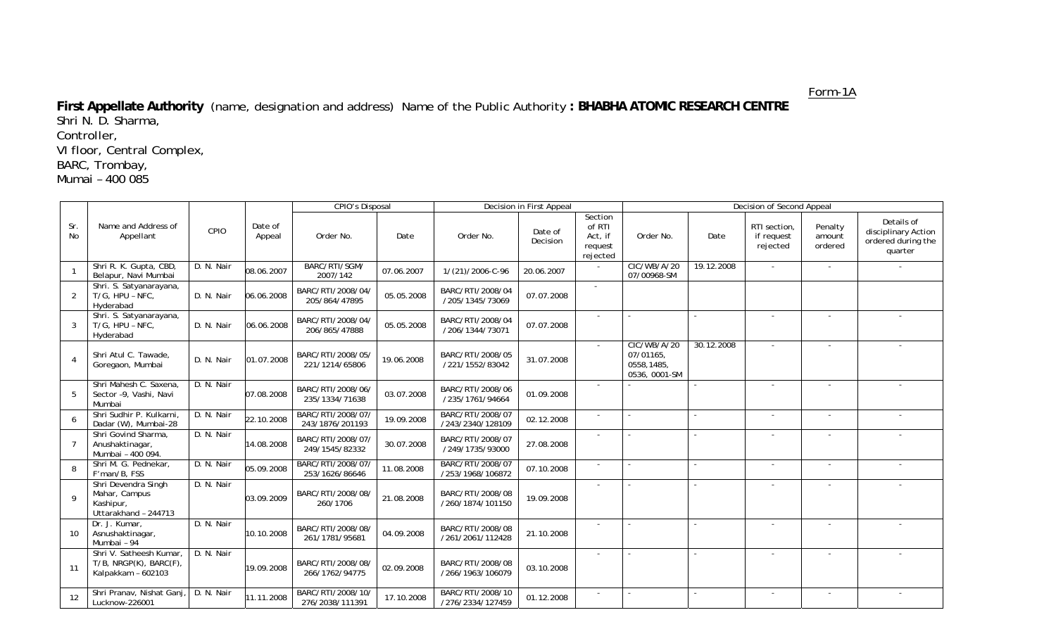Form-1A

**First Appellate Authority** (name, designation and address) Name of the Public Authority **: BHABHA ATOMIC RESEARCH CENTRE**

Shri N. D. Sharma,
Controller,
VI floor, Central Complex,
BARC, Trombay,
Mumai – 400 085

| Sr. No | Name and Address of Appellant | CPIO | Date of Appeal | CPIO's Disposal | | Decision in First Appeal | | | Decision of Second Appeal | | | | |
|---|---|---|---|---|---|---|---|---|---|---|---|---|---|
| | | | | Order No. | Date | Order No. | Date of Decision | Section of RTI Act, if request rejected | Order No. | Date | RTI section, if request rejected | Penalty amount ordered | Details of disciplinary Action ordered during the quarter |
| 1 | Shri R. K. Gupta, CBD, Belapur, Navi Mumbai | D. N. Nair | 08.06.2007 | BARC/RTI/SGM/ 2007/142 | 07.06.2007 | 1/(21)/2006-C-96 | 20.06.2007 | - | CIC/WB/A/20 07/00968-SM | 19.12.2008 | - | - | - |
| 2 | Shri. S. Satyanarayana, T/G, HPU – NFC, Hyderabad | D. N. Nair | 06.06.2008 | BARC/RTI/2008/04/ 205/864/47895 | 05.05.2008 | BARC/RTI/2008/04 /205/1345/73069 | 07.07.2008 | - | | | | | |
| 3 | Shri. S. Satyanarayana, T/G, HPU – NFC, Hyderabad | D. N. Nair | 06.06.2008 | BARC/RTI/2008/04/ 206/865/47888 | 05.05.2008 | BARC/RTI/2008/04 /206/1344/73071 | 07.07.2008 | - | - | - | - | - | - |
| 4 | Shri Atul C. Tawade, Goregaon, Mumbai | D. N. Nair | 01.07.2008 | BARC/RTI/2008/05/ 221/1214/65806 | 19.06.2008 | BARC/RTI/2008/05 /221/1552/83042 | 31.07.2008 | - | CIC/WB/A/20 07/01165, 0558,1485, 0536, 0001-SM | 30.12.2008 | - | - | - |
| 5 | Shri Mahesh C. Saxena, Sector -9, Vashi, Navi Mumbai | D. N. Nair | 07.08.2008 | BARC/RTI/2008/06/ 235/1334/71638 | 03.07.2008 | BARC/RTI/2008/06 /235/1761/94664 | 01.09.2008 | - | - | - | - | - | - |
| 6 | Shri Sudhir P. Kulkarni, Dadar (W), Mumbai-28 | D. N. Nair | 22.10.2008 | BARC/RTI/2008/07/ 243/1876/201193 | 19.09.2008 | BARC/RTI/2008/07 /243/2340/128109 | 02.12.2008 | - | - | - | - | - | - |
| 7 | Shri Govind Sharma, Anushaktinagar, Mumbai – 400 094. | D. N. Nair | 14.08.2008 | BARC/RTI/2008/07/ 249/1545/82332 | 30.07.2008 | BARC/RTI/2008/07 /249/1735/93000 | 27.08.2008 | - | - | - | - | - | - |
| 8 | Shri M. G. Pednekar, F'man/B, FSS | D. N. Nair | 05.09.2008 | BARC/RTI/2008/07/ 253/1626/86646 | 11.08.2008 | BARC/RTI/2008/07 /253/1968/106872 | 07.10.2008 | - | - | - | - | - | - |
| 9 | Shri Devendra Singh Mahar, Campus Kashipur, Uttarakhand – 244713 | D. N. Nair | 03.09.2009 | BARC/RTI/2008/08/ 260/1706 | 21.08.2008 | BARC/RTI/2008/08 /260/1874/101150 | 19.09.2008 | - | - | - | - | - | - |
| 10 | Dr. J. Kumar, Asnushaktinagar, Mumbai – 94 | D. N. Nair | 10.10.2008 | BARC/RTI/2008/08/ 261/1781/95681 | 04.09.2008 | BARC/RTI/2008/08 /261/2061/112428 | 21.10.2008 | - | - | - | - | - | - |
| 11 | Shri V. Satheesh Kumar, T/B, NRGP(K), BARC(F), Kalpakkam – 602103 | D. N. Nair | 19.09.2008 | BARC/RTI/2008/08/ 266/1762/94775 | 02.09.2008 | BARC/RTI/2008/08 /266/1963/106079 | 03.10.2008 | - | - | - | - | - | - |
| 12 | Shri Pranav, Nishat Ganj, Lucknow-226001 | D. N. Nair | 11.11.2008 | BARC/RTI/2008/10/ 276/2038/111391 | 17.10.2008 | BARC/RTI/2008/10 /276/2334/127459 | 01.12.2008 | - | - | - | - | - | - |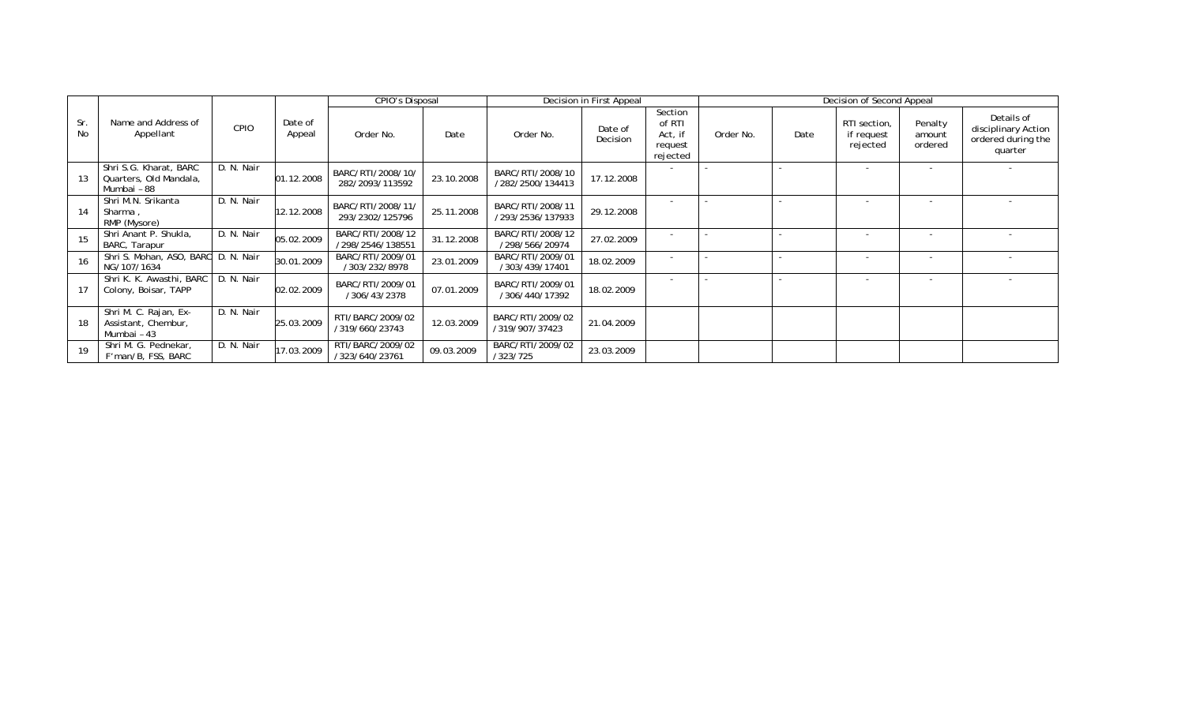| Sr. No | Name and Address of Appellant | CPIO | Date of Appeal | CPIO's Disposal | | Decision in First Appeal | | | Decision of Second Appeal | | | | |
|---|---|---|---|---|---|---|---|---|---|---|---|---|---|
| | | | | Order No. | Date | Order No. | Date of Decision | Section of RTI Act, if request rejected | Order No. | Date | RTI section, if request rejected | Penalty amount ordered | Details of disciplinary Action ordered during the quarter |
| 13 | Shri S.G. Kharat, BARC Quarters, Old Mandala, Mumbai – 88 | D. N. Nair | 01.12.2008 | BARC/RTI/2008/10/ 282/2093/113592 | 23.10.2008 | BARC/RTI/2008/10 /282/2500/134413 | 17.12.2008 | - | - | - | - | - | - |
| 14 | Shri M.N. Srikanta Sharma , RMP (Mysore) | D. N. Nair | 12.12.2008 | BARC/RTI/2008/11/ 293/2302/125796 | 25.11.2008 | BARC/RTI/2008/11 /293/2536/137933 | 29.12.2008 | - | - | - | - | - | - |
| 15 | Shri Anant P. Shukla, BARC, Tarapur | D. N. Nair | 05.02.2009 | BARC/RTI/2008/12 /298/2546/138551 | 31.12.2008 | BARC/RTI/2008/12 /298/566/20974 | 27.02.2009 | - | - | - | - | - | - |
| 16 | Shri S. Mohan, ASO, BARC NG/107/1634 | D. N. Nair | 30.01.2009 | BARC/RTI/2009/01 /303/232/8978 | 23.01.2009 | BARC/RTI/2009/01 /303/439/17401 | 18.02.2009 | - | - | - | - | - | - |
| 17 | Shri K. K. Awasthi, BARC Colony, Boisar, TAPP | D. N. Nair | 02.02.2009 | BARC/RTI/2009/01 /306/43/2378 | 07.01.2009 | BARC/RTI/2009/01 /306/440/17392 | 18.02.2009 | - | - | - | - | - | - |
| 18 | Shri M. C. Rajan, Ex-Assistant, Chembur, Mumbai – 43 | D. N. Nair | 25.03.2009 | RTI/BARC/2009/02 /319/660/23743 | 12.03.2009 | BARC/RTI/2009/02 /319/907/37423 | 21.04.2009 | | | | | | |
| 19 | Shri M. G. Pednekar, F'man/B, FSS, BARC | D. N. Nair | 17.03.2009 | RTI/BARC/2009/02 /323/640/23761 | 09.03.2009 | BARC/RTI/2009/02 /323/725 | 23.03.2009 | | | | | | |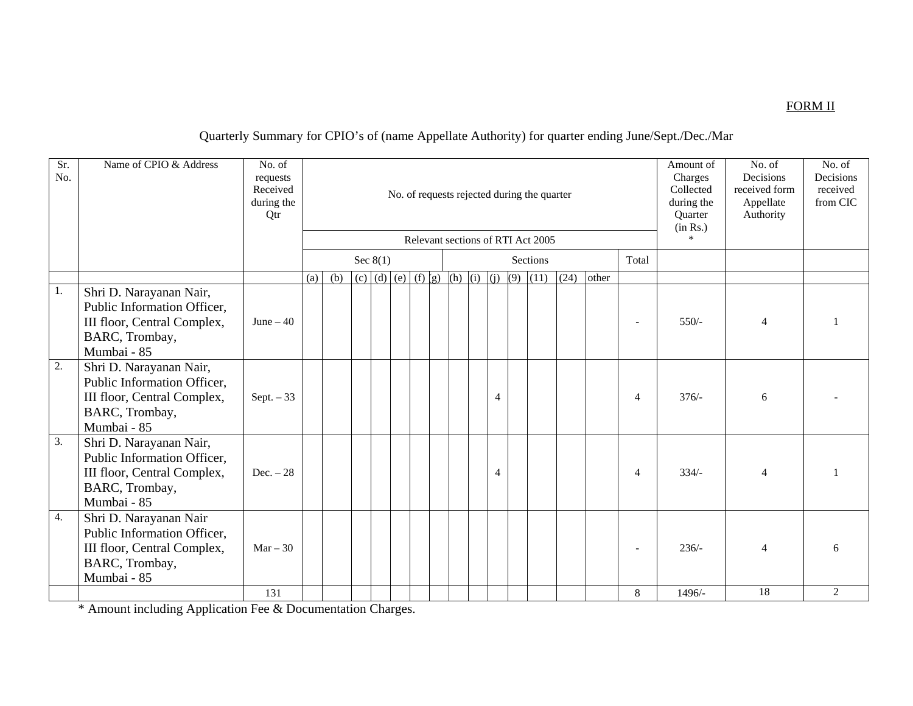FORM II

Quarterly Summary for CPIO's of (name Appellate Authority) for quarter ending June/Sept./Dec./Mar

| Sr. No. | Name of CPIO & Address | No. of requests Received during the Qtr | No. of requests rejected during the quarter | | | | | | | | | | | | | | | Amount of Charges Collected during the Quarter (in Rs.) * | No. of Decisions received form Appellate Authority | No. of Decisions received from CIC |
|---|---|---|---|---|---|---|---|---|---|---|---|---|---|---|---|---|---|---|---|---|
| | | | Relevant sections of RTI Act 2005 | | | | | | | | | | | | | | | | | |
| | | | Sec 8(1) | | | | | | | Sections | | | | | | | Total | | | |
| | | | (a) | (b) | (c) | (d) | (e) | (f) | (g) | (h) | (i) | (j) | (9) | (11) | (24) | other | | | | |
| 1. | Shri D. Narayanan Nair, Public Information Officer, III floor, Central Complex, BARC, Trombay, Mumbai - 85 | June – 40 | | | | | | | | | | | | | | | - | 550/- | 4 | 1 |
| 2. | Shri D. Narayanan Nair, Public Information Officer, III floor, Central Complex, BARC, Trombay, Mumbai - 85 | Sept. – 33 | | | | | | | | | | 4 | | | | | 4 | 376/- | 6 | - |
| 3. | Shri D. Narayanan Nair, Public Information Officer, III floor, Central Complex, BARC, Trombay, Mumbai - 85 | Dec. – 28 | | | | | | | | | | 4 | | | | | 4 | 334/- | 4 | 1 |
| 4. | Shri D. Narayanan Nair Public Information Officer, III floor, Central Complex, BARC, Trombay, Mumbai - 85 | Mar – 30 | | | | | | | | | | | | | | | - | 236/- | 4 | 6 |
| | | 131 | | | | | | | | | | | | | | | 8 | 1496/- | 18 | 2 |

\* Amount including Application Fee & Documentation Charges.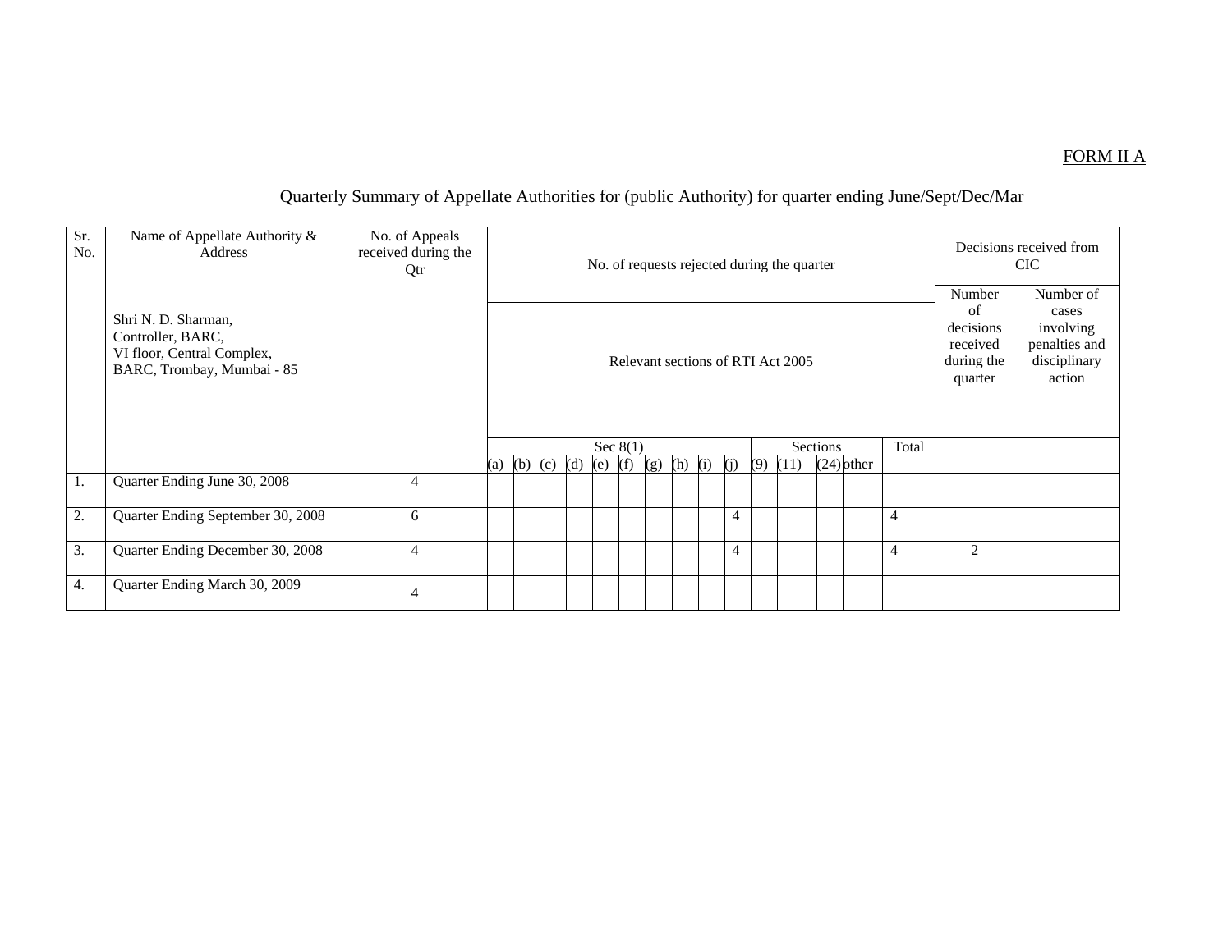FORM II A

Quarterly Summary of Appellate Authorities for (public Authority) for quarter ending June/Sept/Dec/Mar

| Sr. No. | Name of Appellate Authority & Address | No. of Appeals received during the Qtr | No. of requests rejected during the quarter | | | | | | | | | | | | | | | Decisions received from CIC | |
|---|---|---|---|---|---|---|---|---|---|---|---|---|---|---|---|---|---|---|---|
| | Shri N. D. Sharman, Controller, BARC, VI floor, Central Complex, BARC, Trombay, Mumbai - 85 | | Relevant sections of RTI Act 2005 | | | | | | | | | | | | | | | Number of decisions received during the quarter | Number of cases involving penalties and disciplinary action |
| | | | Sec 8(1) | | | | | | | | | | Sections | | | | Total | | |
| | | | (a) | (b) | (c) | (d) | (e) | (f) | (g) | (h) | (i) | (j) | (9) | (11) | (24) | other | | | |
| 1. | Quarter Ending June 30, 2008 | 4 | | | | | | | | | | | | | | | | | |
| 2. | Quarter Ending September 30, 2008 | 6 | | | | | | | | | | 4 | | | | | 4 | | |
| 3. | Quarter Ending December 30, 2008 | 4 | | | | | | | | | | 4 | | | | | 4 | 2 | |
| 4. | Quarter Ending March 30, 2009 | 4 | | | | | | | | | | | | | | | | | |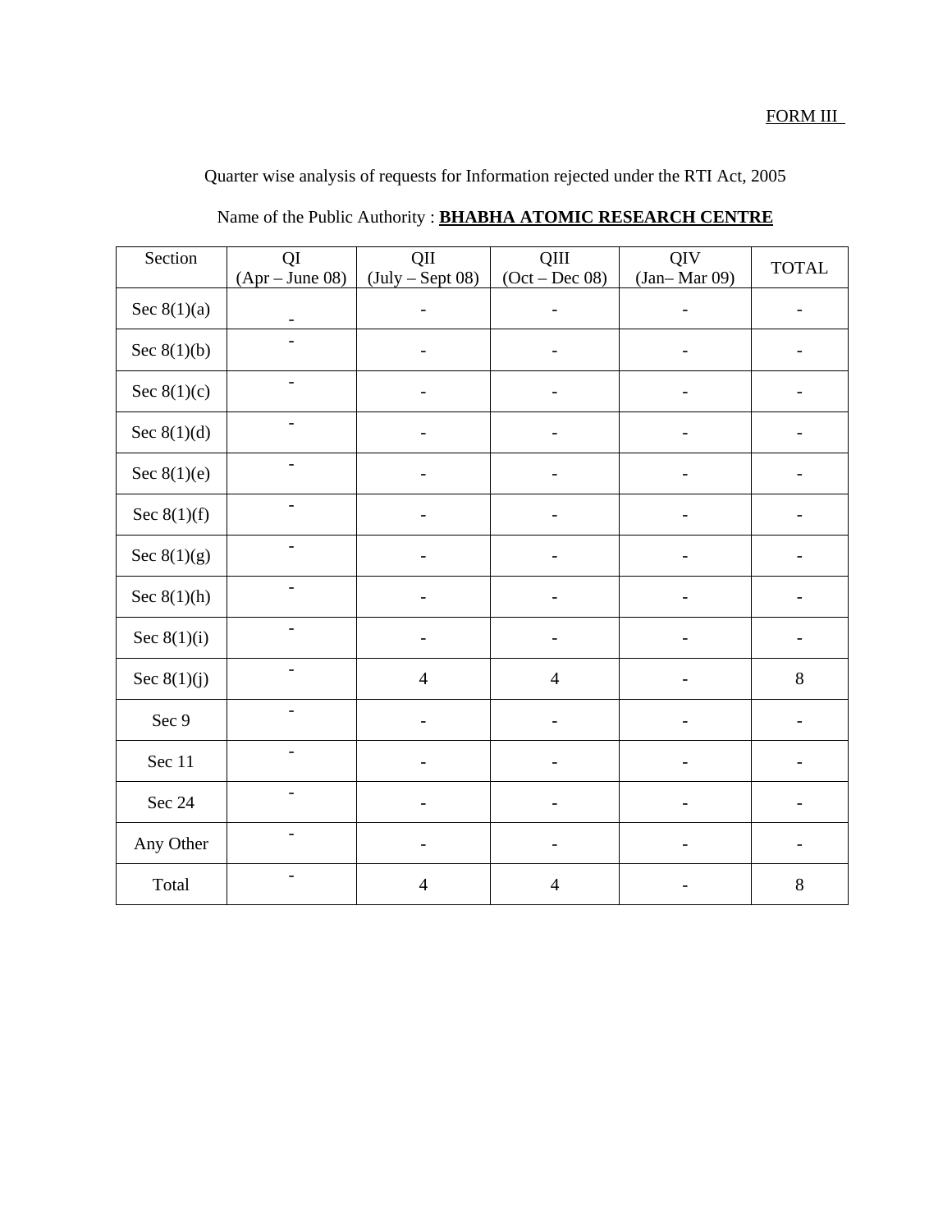FORM III

Quarter wise analysis of requests for Information rejected under the RTI Act, 2005

Name of the Public Authority : **BHABHA ATOMIC RESEARCH CENTRE**

| Section | QI (Apr – June 08) | QII (July – Sept 08) | QIII (Oct – Dec 08) | QIV (Jan– Mar 09) | TOTAL |
|---|---|---|---|---|---|
| Sec 8(1)(a) | - | - | - | - | - |
| Sec 8(1)(b) | - | - | - | - | - |
| Sec 8(1)(c) | - | - | - | - | - |
| Sec 8(1)(d) | - | - | - | - | - |
| Sec 8(1)(e) | - | - | - | - | - |
| Sec 8(1)(f) | - | - | - | - | - |
| Sec 8(1)(g) | - | - | - | - | - |
| Sec 8(1)(h) | - | - | - | - | - |
| Sec 8(1)(i) | - | - | - | - | - |
| Sec 8(1)(j) | - | 4 | 4 | - | 8 |
| Sec 9 | - | - | - | - | - |
| Sec 11 | - | - | - | - | - |
| Sec 24 | - | - | - | - | - |
| Any Other | - | - | - | - | - |
| Total | - | 4 | 4 | - | 8 |